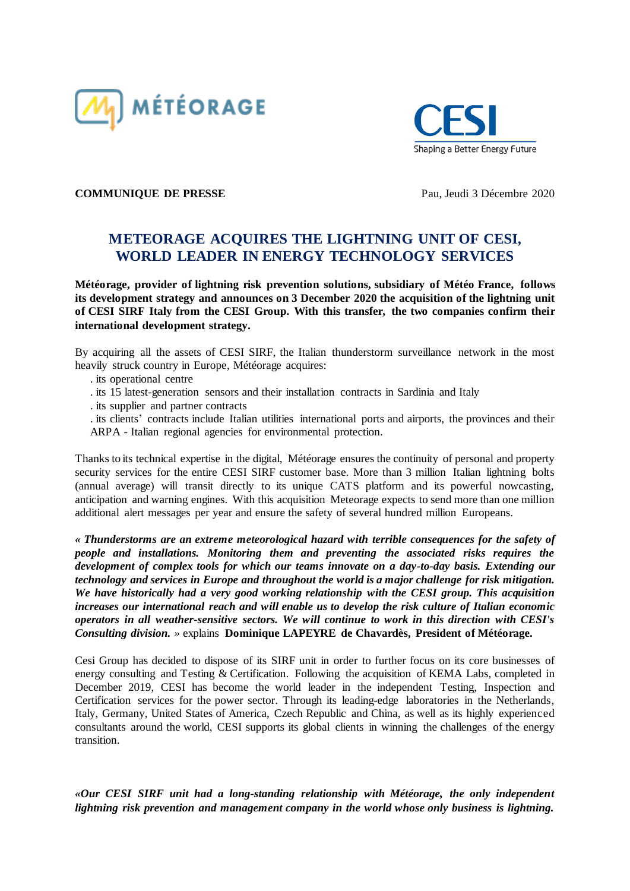MÉTÉORAGE

CESI
Shaping a Better Energy Future

**COMMUNIQUE DE PRESSE** Pau, Jeudi 3 Décembre 2020

# METEORAGE ACQUIRES THE LIGHTNING UNIT OF CESI, WORLD LEADER IN ENERGY TECHNOLOGY SERVICES

**Météorage, provider of lightning risk prevention solutions, subsidiary of Météo France, follows its development strategy and announces on 3 December 2020 the acquisition of the lightning unit of CESI SIRF Italy from the CESI Group. With this transfer, the two companies confirm their international development strategy.**

By acquiring all the assets of CESI SIRF, the Italian thunderstorm surveillance network in the most heavily struck country in Europe, Météorage acquires:

. its operational centre
. its 15 latest-generation sensors and their installation contracts in Sardinia and Italy
. its supplier and partner contracts
. its clients' contracts include Italian utilities international ports and airports, the provinces and their ARPA - Italian regional agencies for environmental protection.

Thanks to its technical expertise in the digital, Météorage ensures the continuity of personal and property security services for the entire CESI SIRF customer base. More than 3 million Italian lightning bolts (annual average) will transit directly to its unique CATS platform and its powerful nowcasting, anticipation and warning engines. With this acquisition Meteorage expects to send more than one million additional alert messages per year and ensure the safety of several hundred million Europeans.

***« Thunderstorms are an extreme meteorological hazard with terrible consequences for the safety of people and installations. Monitoring them and preventing the associated risks requires the development of complex tools for which our teams innovate on a day-to-day basis. Extending our technology and services in Europe and throughout the world is a major challenge for risk mitigation. We have historically had a very good working relationship with the CESI group. This acquisition increases our international reach and will enable us to develop the risk culture of Italian economic operators in all weather-sensitive sectors. We will continue to work in this direction with CESI's Consulting division.*** » explains **Dominique LAPEYRE de Chavardès, President of Météorage.**

Cesi Group has decided to dispose of its SIRF unit in order to further focus on its core businesses of energy consulting and Testing & Certification. Following the acquisition of KEMA Labs, completed in December 2019, CESI has become the world leader in the independent Testing, Inspection and Certification services for the power sector. Through its leading-edge laboratories in the Netherlands, Italy, Germany, United States of America, Czech Republic and China, as well as its highly experienced consultants around the world, CESI supports its global clients in winning the challenges of the energy transition.

***«Our CESI SIRF unit had a long-standing relationship with Météorage, the only independent lightning risk prevention and management company in the world whose only business is lightning.***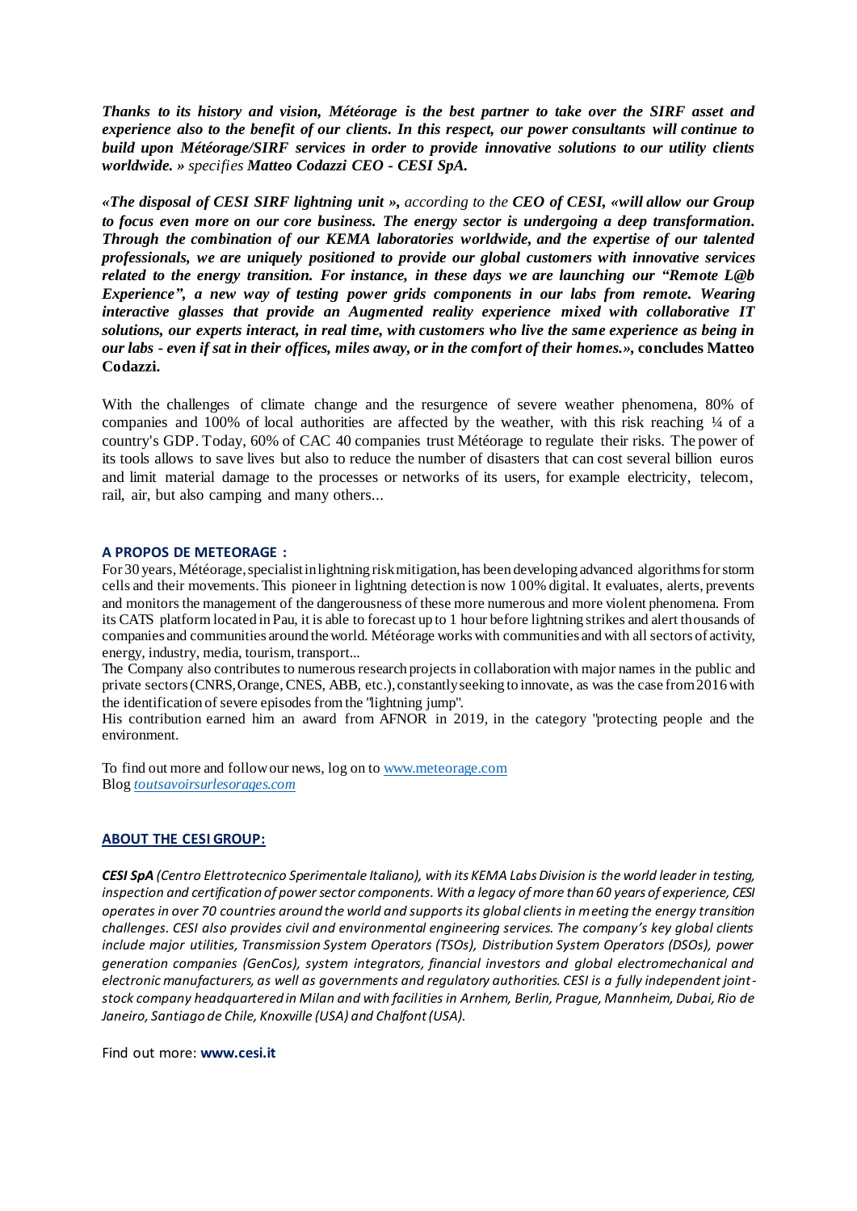***Thanks to its history and vision, Météorage is the best partner to take over the SIRF asset and experience also to the benefit of our clients. In this respect, our power consultants will continue to build upon Météorage/SIRF services in order to provide innovative solutions to our utility clients worldwide. »*** *specifies* ***Matteo Codazzi CEO - CESI SpA.***

***«The disposal of CESI SIRF lightning unit »,*** *according to the* ***CEO of CESI, «will allow our Group to focus even more on our core business. The energy sector is undergoing a deep transformation. Through the combination of our KEMA laboratories worldwide, and the expertise of our talented professionals, we are uniquely positioned to provide our global customers with innovative services related to the energy transition. For instance, in these days we are launching our "Remote L@b Experience", a new way of testing power grids components in our labs from remote. Wearing interactive glasses that provide an Augmented reality experience mixed with collaborative IT solutions, our experts interact, in real time, with customers who live the same experience as being in our labs - even if sat in their offices, miles away, or in the comfort of their homes.»***, **concludes Matteo Codazzi.**

With the challenges of climate change and the resurgence of severe weather phenomena, 80% of companies and 100% of local authorities are affected by the weather, with this risk reaching ¼ of a country's GDP. Today, 60% of CAC 40 companies trust Météorage to regulate their risks. The power of its tools allows to save lives but also to reduce the number of disasters that can cost several billion euros and limit material damage to the processes or networks of its users, for example electricity, telecom, rail, air, but also camping and many others...

**A PROPOS DE METEORAGE :**

For 30 years, Météorage, specialist in lightning risk mitigation, has been developing advanced algorithms for storm cells and their movements. This pioneer in lightning detection is now 100% digital. It evaluates, alerts, prevents and monitors the management of the dangerousness of these more numerous and more violent phenomena. From its CATS platform located in Pau, it is able to forecast up to 1 hour before lightning strikes and alert thousands of companies and communities around the world. Météorage works with communities and with all sectors of activity, energy, industry, media, tourism, transport...

The Company also contributes to numerous research projects in collaboration with major names in the public and private sectors (CNRS, Orange, CNES, ABB, etc.), constantly seeking to innovate, as was the case from 2016 with the identification of severe episodes from the "lightning jump".

His contribution earned him an award from AFNOR in 2019, in the category "protecting people and the environment.

To find out more and follow our news, log on to [www.meteorage.com](www.meteorage.com)
Blog *[toutsavoirsurlesorages.com](toutsavoirsurlesorages.com)*

**ABOUT THE CESI GROUP:**

***CESI SpA*** *(Centro Elettrotecnico Sperimentale Italiano), with its KEMA Labs Division is the world leader in testing, inspection and certification of power sector components. With a legacy of more than 60 years of experience, CESI operates in over 70 countries around the world and supports its global clients in meeting the energy transition challenges. CESI also provides civil and environmental engineering services. The company's key global clients include major utilities, Transmission System Operators (TSOs), Distribution System Operators (DSOs), power generation companies (GenCos), system integrators, financial investors and global electromechanical and electronic manufacturers, as well as governments and regulatory authorities. CESI is a fully independent joint-stock company headquartered in Milan and with facilities in Arnhem, Berlin, Prague, Mannheim, Dubai, Rio de Janeiro, Santiago de Chile, Knoxville (USA) and Chalfont (USA).*

Find out more: **www.cesi.it**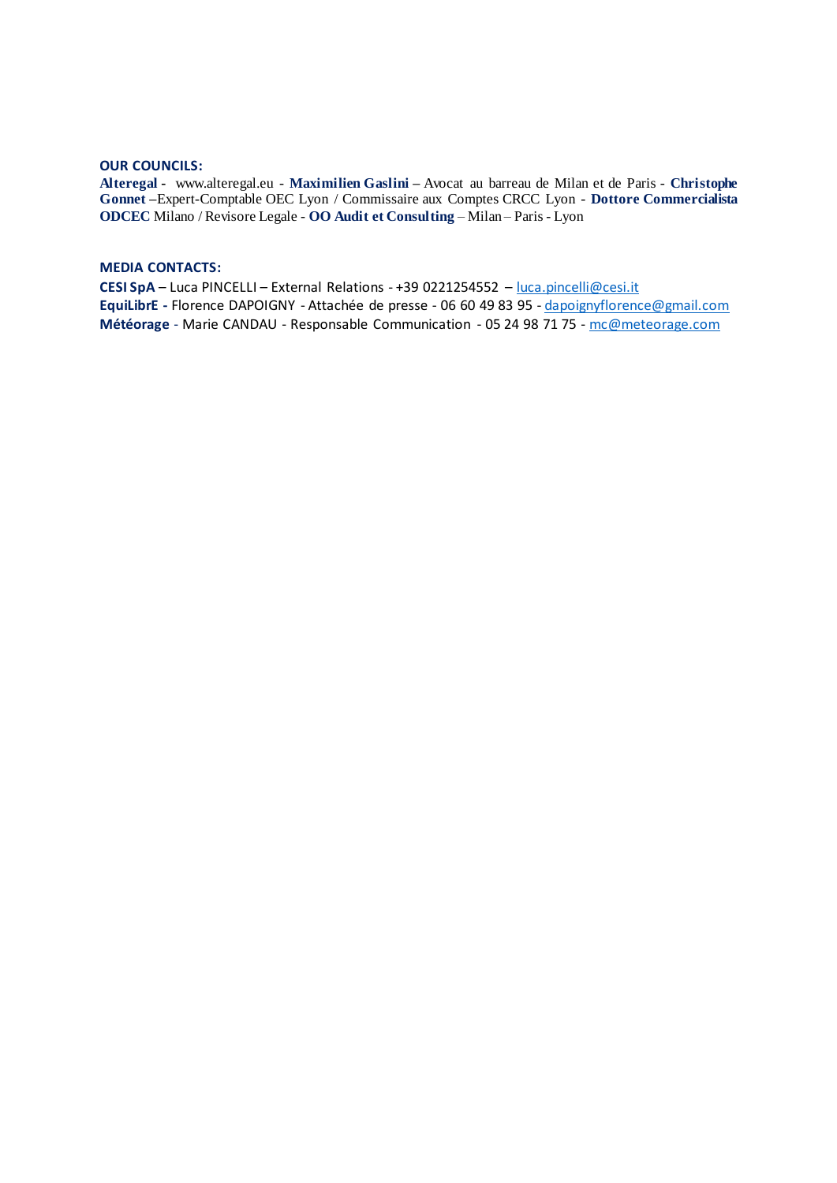**OUR COUNCILS:**

**Alteregal -** www.alteregal.eu - **Maximilien Gaslini** – Avocat au barreau de Milan et de Paris - **Christophe Gonnet** –Expert-Comptable OEC Lyon / Commissaire aux Comptes CRCC Lyon - **Dottore Commercialista ODCEC** Milano / Revisore Legale - **OO Audit et Consulting** – Milan – Paris - Lyon

**MEDIA CONTACTS:**

**CESI SpA** – Luca PINCELLI – External Relations - +39 0221254552 – luca.pincelli@cesi.it
**EquiLibrE** - Florence DAPOIGNY - Attachée de presse - 06 60 49 83 95 - dapoignyflorence@gmail.com
**Météorage** - Marie CANDAU - Responsable Communication - 05 24 98 71 75 - mc@meteorage.com